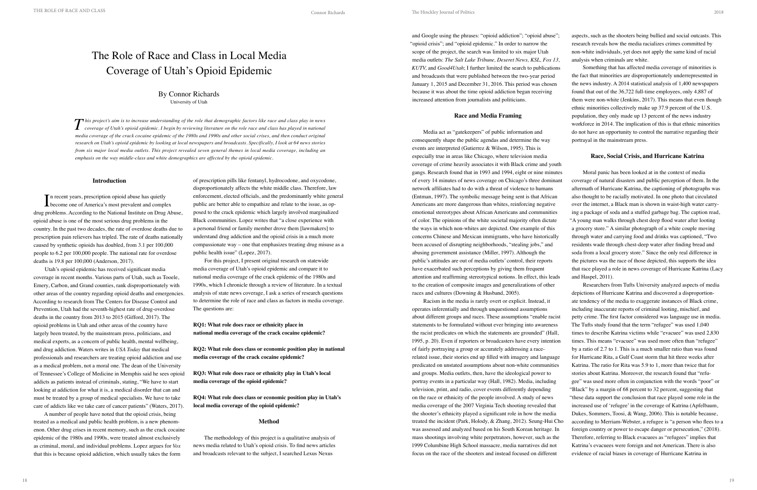# The Role of Race and Class in Local Media Coverage of Utah's Opioid Epidemic

By Connor Richards
University of Utah

*This project's aim is to increase understanding of the role that demographic factors like race and class play in news coverage of Utah's opioid epidemic. I begin by reviewing literature on the role race and class has played in national media coverage of the crack cocaine epidemic of the 1980s and 1990s and other social crises, and then conduct original research on Utah's opioid epidemic by looking at local newspapers and broadcasts. Specifically, I look at 64 news stories from six major local media outlets. This project revealed seven general themes in local media coverage, including an emphasis on the way middle-class and white demographics are affected by the opioid epidemic.*

## Introduction

In recent years, prescription opioid abuse has quietly become one of America's most prevalent and complex drug problems. According to the National Institute on Drug Abuse, opioid abuse is one of the most serious drug problems in the country. In the past two decades, the rate of overdose deaths due to prescription pain relievers has tripled. The rate of deaths nationally caused by synthetic opioids has doubled, from 3.1 per 100,000 people to 6.2 per 100,000 people. The national rate for overdose deaths is 19.8 per 100,000 (Anderson, 2017).

Utah's opioid epidemic has received significant media coverage in recent months. Various parts of Utah, such as Tooele, Emery, Carbon, and Grand counties, rank disproportionately with other areas of the country regarding opioid deaths and emergencies. According to research from The Centers for Disease Control and Prevention, Utah had the seventh-highest rate of drug-overdose deaths in the country from 2013 to 2015 (Gifford, 2017). The opioid problems in Utah and other areas of the country have largely been treated, by the mainstream press, politicians, and medical experts, as a concern of public health, mental wellbeing, and drug addiction. Waters writes in *USA Today* that medical professionals and researchers are treating opioid addiction and use as a medical problem, not a moral one. The dean of the University of Tennessee's College of Medicine in Memphis said he sees opioid addicts as patients instead of criminals, stating, "We have to start looking at addiction for what it is, a medical disorder that can and must be treated by a group of medical specialists. We have to take care of addicts like we take care of cancer patients" (Waters, 2017).

A number of people have noted that the opioid crisis, being treated as a medical and public health problem, is a new phenomenon. Other drug crises in recent memory, such as the crack cocaine epidemic of the 1980s and 1990s, were treated almost exclusively as criminal, moral, and individual problems. Lopez argues for *Vox* that this is because opioid addiction, which usually takes the form of prescription pills like fentanyl, hydrocodone, and oxycodone, disproportionately affects the white middle class. Therefore, law enforcement, elected officials, and the predominantly white general public are better able to empathize and relate to the issue, as opposed to the crack epidemic which largely involved marginalized Black communities. Lopez writes that "a close experience with a personal friend or family member drove them [lawmakers] to understand drug addiction and the opioid crisis in a much more compassionate way – one that emphasizes treating drug misuse as a public health issue" (Lopez, 2017).

For this project, I present original research on statewide media coverage of Utah's opioid epidemic and compare it to national media coverage of the crack epidemic of the 1980s and 1990s, which I chronicle through a review of literature. In a textual analysis of state news coverage, I ask a series of research questions to determine the role of race and class as factors in media coverage. The questions are:

**RQ1: What role does race or ethnicity place in national media coverage of the crack cocaine epidemic?**

**RQ2: What role does class or economic position play in national media coverage of the crack cocaine epidemic?**

**RQ3: What role does race or ethnicity play in Utah's local media coverage of the opioid epidemic?**

**RQ4: What role does class or economic position play in Utah's local media coverage of the opioid epidemic?**

## Method

The methodology of this project is a qualitative analysis of news media related to Utah's opioid crisis. To find news articles and broadcasts relevant to the subject, I searched Lexus Nexus and Google using the phrases: "opioid addiction"; "opioid abuse"; "opioid crisis"; and "opioid epidemic." In order to narrow the scope of the project, the search was limited to six major Utah media outlets: *The Salt Lake Tribune, Deseret News, KSL, Fox 13, KUTV,* and *Good4Utah*; I further limited the search to publications and broadcasts that were published between the two-year period January 1, 2015 and December 31, 2016. This period was chosen because it was about the time opioid addiction began receiving increased attention from journalists and politicians.

## Race and Media Framing

Media act as "gatekeepers" of public information and consequently shape the public agendas and determine the way events are interpreted (Gutierrez & Wilson, 1995). This is especially true in areas like Chicago, where television media coverage of crime heavily associates it with Black crime and youth gangs. Research found that in 1993 and 1994, eight or nine minutes of every 14 minutes of news coverage on Chicago's three dominant network affiliates had to do with a threat of violence to humans (Entman, 1997). The symbolic message being sent is that African Americans are more dangerous than whites, reinforcing negative emotional stereotypes about African Americans and communities of color. The opinions of the white societal majority often dictate the ways in which non-whites are depicted. One example of this concerns Chinese and Mexican immigrants, who have historically been accused of disrupting neighborhoods, "stealing jobs," and abusing government assistance (Miller, 1997). Although the public's attitudes are out of media outlets' control, their reports have exacerbated such perceptions by giving them frequent attention and reaffirming stereotypical notions. In effect, this leads to the creation of composite images and generalizations of other races and cultures (Downing & Husband, 2005).

Racism in the media is rarely overt or explicit. Instead, it operates inferentially and through unquestioned assumptions about different groups and races. These assumptions "enable racist statements to be formulated without ever bringing into awareness the racist predicates on which the statements are grounded" (Hall, 1995, p. 20). Even if reporters or broadcasters have every intention of fairly portraying a group or accurately addressing a race-related issue, their stories end up filled with imagery and language predicated on unstated assumptions about non-white communities and groups. Media outlets, then, have the ideological power to portray events in a particular way (Hall, 1982). Media, including television, print, and radio, cover events differently depending on the race or ethnicity of the people involved. A study of news media coverage of the 2007 Virginia Tech shooting revealed that the shooter's ethnicity played a significant role in how the media treated the incident (Park, Holody, & Zhang, 2012). Seung-Hui Cho was assessed and analyzed based on his South Korean heritage. In mass shootings involving white perpetrators, however, such as the 1999 Columbine High School massacre, media narratives did not focus on the race of the shooters and instead focused on different aspects, such as the shooters being bullied and social outcasts. This research reveals how the media racializes crimes committed by non-white individuals, yet does not apply the same kind of racial analysis when criminals are white.

Something that has affected media coverage of minorities is the fact that minorities are disproportionately underrepresented in the news industry. A 2014 statistical analysis of 1,400 newspapers found that out of the 36,722 full-time employees, only 4,887 of them were non-white (Jenkins, 2017). This means that even though ethnic minorities collectively make up 37.9 percent of the U.S. population, they only made up 13 percent of the news industry workforce in 2014. The implication of this is that ethnic minorities do not have an opportunity to control the narrative regarding their portrayal in the mainstream press.

## Race, Social Crisis, and Hurricane Katrina

Moral panic has been looked at in the context of media coverage of natural disasters and public perception of them. In the aftermath of Hurricane Katrina, the captioning of photographs was also thought to be racially motivated. In one photo that circulated over the internet, a Black man is shown in waist-high water carrying a package of soda and a stuffed garbage bag. The caption read, "A young man walks through chest deep flood water after looting a grocery store." A similar photograph of a white couple moving through water and carrying food and drinks was captioned, "Two residents wade through chest-deep water after finding bread and soda from a local grocery store." Since the only real difference in the pictures was the race of those depicted, this supports the idea that race played a role in news coverage of Hurricane Katrina (Lacy and Haspel, 2011).

Researchers from Tufts University analyzed aspects of media depictions of Hurricane Katrina and discovered a disproportionate tendency of the media to exaggerate instances of Black crime, including inaccurate reports of criminal looting, mischief, and petty crime. The first factor considered was language use in media. The Tufts study found that the term "refugee" was used 1,040 times to describe Katrina victims while "evacuee" was used 2,830 times. This means "evacuee" was used more often than "refugee" by a ratio of 2.7 to 1. This is a much smaller ratio than was found for Hurricane Rita, a Gulf Coast storm that hit three weeks after Katrina. The ratio for Rita was 5.9 to 1, more than twice that for stories about Katrina. Moreover, the research found that "refugee" was used more often in conjunction with the words "poor" or "Black" by a margin of 68 percent to 32 percent, suggesting that "these data support the conclusion that race played some role in the increased use of 'refugee' in the coverage of Katrina (Apfelbaum, Dukes, Sommers, Toosi, & Wang, 2006). This is notable because, according to Merriam-Webster, a refugee is "a person who flees to a foreign country or power to escape danger or persecution." (2018). Therefore, referring to Black evacuees as "refugees" implies that Katrina's evacuees were foreign and not American. There is also evidence of racial biases in coverage of Hurricane Katrina in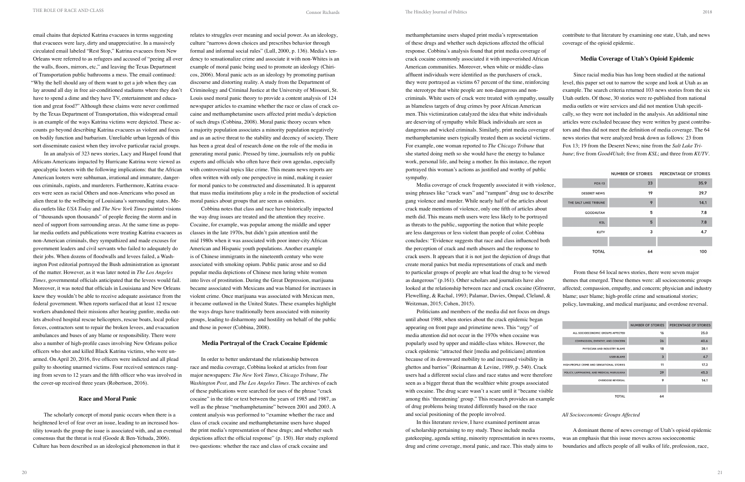email chains that depicted Katrina evacuees in terms suggesting that evacuees were lazy, dirty and unappreciative. In a massively circulated email labeled "Rest Stop," Katrina evacuees from New Orleans were referred to as refugees and accused of "peeing all over the walls, floors, mirrors, etc," and leaving the Texas Department of Transportation public bathrooms a mess. The email continued: "Why the hell should any of them want to get a job when they can lay around all day in free air-conditioned stadiums where they don't have to spend a dime and they have TV, entertainment and education and great food?" Although these claims were never confirmed by the Texas Department of Transportation, this widespread email is an example of the ways Katrina victims were depicted. These accounts go beyond describing Katrina evacuees as violent and focus on bodily function and barbarism. Unreliable urban legends of this sort disseminate easiest when they involve particular racial groups.

In an analysis of 323 news stories, Lacy and Haspel found that Africans Americans impacted by Hurricane Katrina were viewed as apocalyptic looters with the following implications: that the African American looters were subhuman, irrational and immature, dangerous criminals, rapists, and murderers. Furthermore, Katrina evacuees were seen as racial Others and non-Americans who posed an alien threat to the wellbeing of Louisiana's surrounding states. Media outlets like *USA Today* and *The New York Times* painted visions of "thousands upon thousands" of people fleeing the storm and in need of support from surrounding areas. At the same time as popular media outlets and publications were treating Katrina evacuees as non-American criminals, they sympathized and made excuses for government leaders and civil servants who failed to adequately do their jobs. When dozens of floodwalls and levees failed, a Washington Post editorial portrayed the Bush administration as ignorant of the matter. However, as it was later noted in *The Los Angeles Times*, governmental officials anticipated that the levees would fail. Moreover, it was noted that officials in Louisiana and New Orleans knew they wouldn't be able to receive adequate assistance from the federal government. When reports surfaced that at least 12 rescue workers abandoned their missions after hearing gunfire, media outlets absolved hospital rescue helicopters, rescue boats, local police forces, contractors sent to repair the broken levees, and evacuation ambulances and buses of any blame or responsibility. There were also a number of high-profile cases involving New Orleans police officers who shot and killed Black Katrina victims, who were unarmed. On April 20, 2016, five officers were indicted and all plead guilty to shooting unarmed victims. Four received sentences ranging from seven to 12 years and the fifth officer who was involved in the cover-up received three years (Robertson, 2016).

### Race and Moral Panic

The scholarly concept of moral panic occurs when there is a heightened level of fear over an issue, leading to an increased hostility towards the group the issue is associated with, and an eventual consensus that the threat is real (Goode & Ben-Yehuda, 2006). Culture has been described as an ideological phenomenon in that it relates to struggles over meaning and social power. As an ideology, culture "narrows down choices and prescribes behavior through formal and informal social rules" (Lull, 2000, p. 136). Media's tendency to sensationalize crime and associate it with non-Whites is an example of moral panic being used to promote an ideology (Chiricos, 2006). Moral panic acts as an ideology by promoting partisan discourse and distorting reality. A study from the Department of Criminology and Criminal Justice at the University of Missouri, St. Louis used moral panic theory to provide a content analysis of 124 newspaper articles to examine whether the race or class of crack cocaine and methamphetamine users affected print media's depiction of such drugs (Cobbina, 2008). Moral panic theory occurs when a majority population associates a minority population negatively and as an active threat to the stability and decency of society. There has been a great deal of research done on the role of the media in generating moral panic. Pressed by time, journalists rely on public experts and officials who often have their own agendas, especially with controversial topics like crime. This means news reports are often written with only one perspective in mind, making it easier for moral panics to be constructed and disseminated. It is apparent that mass media institutions play a role in the production of societal moral panics about groups that are seen as outsiders.

Cobbina notes that class and race have historically impacted the way drug issues are treated and the attention they receive. Cocaine, for example, was popular among the middle and upper classes in the late 1970s, but didn't gain attention until the mid 1980s when it was associated with poor inner-city African American and Hispanic youth populations. Another example is of Chinese immigrants in the nineteenth century who were associated with smoking opium. Public panic arose and so did popular media depictions of Chinese men luring white women into lives of prostitution. During the Great Depression, marijuana became associated with Mexicans and was blamed for increases in violent crime. Once marijuana was associated with Mexican men, it became outlawed in the United States. These examples highlight the ways drugs have traditionally been associated with minority groups, leading to disharmony and hostility on behalf of the public and those in power (Cobbina, 2008).

### Media Portrayal of the Crack Cocaine Epidemic

In order to better understand the relationship between race and media coverage, Cobbina looked at articles from four major newspapers: *The New York Times, Chicago Tribune, The Washington Post,* and *The Los Angeles Times*. The archives of each of these publications were searched for uses of the phrase "crack cocaine" in the title or text between the years of 1985 and 1987, as well as the phrase "methamphetamine" between 2001 and 2003. A content analysis was performed to "examine whether the race and class of crack cocaine and methamphetamine users have shaped the print media's representation of these drugs; and whether such depictions affect the official response" (p. 150). Her study explored two questions: whether the race and class of crack cocaine and methamphetamine users shaped print media's representation of these drugs and whether such depictions affected the official response. Cobbina's analysis found that print media coverage of crack cocaine commonly associated it with impoverished African American communities. Moreover, when white or middle-class affluent individuals were identified as the purchasers of crack, they were portrayed as victims 67 percent of the time, reinforcing the stereotype that white people are non-dangerous and non-criminals. White users of crack were treated with sympathy, usually as blameless targets of drug crimes by poor African American men. This victimization catalyzed the idea that white individuals are deserving of sympathy while Black individuals are seen as dangerous and wicked criminals. Similarly, print media coverage of methamphetamine users typically treated them as societal victims. For example, one woman reported to *The Chicago Tribune* that she started doing meth so she would have the energy to balance work, personal life, and being a mother. In this instance, the report portrayed this woman's actions as justified and worthy of public sympathy.

Media coverage of crack frequently associated it with violence, using phrases like "crack wars" and "rampant" drug use to describe gang violence and murder. While nearly half of the articles about crack made mentions of violence, only one fifth of articles about meth did. This means meth users were less likely to be portrayed as threats to the public, supporting the notion that white people are less dangerous or less violent than people of color. Cobbina concludes: "Evidence suggests that race and class influenced both the perception of crack and meth abusers and the response to crack users. It appears that it is not just the depiction of drugs that create moral panics but media representations of crack and meth to particular groups of people are what lead the drug to be viewed as dangerous" (p.161). Other scholars and journalists have also looked at the relationship between race and crack cocaine (Gfroerer, Flewelling, & Rachal, 1993; Palamar, Davies, Ompad, Cleland, & Weitzman, 2015; Cohen, 2015).

Politicians and members of the media did not focus on drugs until about 1988, when stories about the crack epidemic began appearing on front page and primetime news. This "orgy" of media attention did not occur in the 1970s when cocaine was popularly used by upper and middle-class whites. However, the crack epidemic "attracted their [media and politicians] attention because of its downward mobility to and increased visibility in ghettos and barrios" (Reinarman & Levine, 1989, p. 540). Crack users had a different social class and race status and were therefore seen as a bigger threat than the wealthier white groups associated with cocaine. The drug scare wasn't a scare until it "became visible among this 'threatening' group." This research provides an example of drug problems being treated differently based on the race and social positioning of the people involved.

In this literature review, I have examined pertinent areas of scholarship pertaining to my study. These include media gatekeeping, agenda setting, minority representation in news rooms, drug and crime coverage, moral panic, and race. This study aims to contribute to that literature by examining one state, Utah, and news coverage of the opioid epidemic.

### Media Coverage of Utah's Opioid Epidemic

Since racial media bias has long been studied at the national level, this paper set out to narrow the scope and look at Utah as an example. The search criteria returned 103 news stories from the six Utah outlets. Of those, 30 stories were re-published from national media outlets or wire services and did not mention Utah specifically, so they were not included in the analysis. An additional nine articles were excluded because they were written by guest contributors and thus did not meet the definition of media coverage. The 64 news stories that were analyzed break down as follows: 23 from Fox 13; 19 from the Deseret News; nine from the *Salt Lake Tribune*; five from *Good4Utah*; five from *KSL*; and three from *KUTV*.

| | NUMBER OF STORIES | PERCENTAGE OF STORIES |
|---|---|---|
| FOX-13 | 23 | 35.9 |
| DESERET NEWS | 19 | 29.7 |
| THE SALT LAKE TRIBUNE | 9 | 14.1 |
| GOOD4UTAH | 5 | 7.8 |
| KSL | 5 | 7.8 |
| KUTV | 3 | 4.7 |
| | | |
| TOTAL | 64 | 100 |

From these 64 local news stories, there were seven major themes that emerged. These themes were: all socioeconomic groups affected; compassion, empathy, and concern; physician and industry blame; user blame; high-profile crime and sensational stories; policy, lawmaking, and medical marijuana; and overdose reversal.

| | NUMBER OF STORIES | PERCENTAGE OF STORIES |
|---|---|---|
| ALL SOCIOECONOMIC GROUPS AFFECTED | 16 | 25.0 |
| COMPASSION, EMPATHY, AND CONCERN | 26 | 40.6 |
| PHYSICIAN AND INDUSTRY BLAME | 18 | 28.1 |
| USER-BLAME | 3 | 4.7 |
| HIGH-PROFILE CRIME AND SENSATIONAL STORIES | 11 | 17.2 |
| POLICY, LAWMAKING, AND MEDICAL MARIJUANA | 29 | 45.3 |
| OVERDOSE REVERSAL | 9 | 14.1 |
| | | |
| TOTAL | 64 | |

*All Socioeconomic Groups Affected*

A dominant theme of news coverage of Utah's opioid epidemic was an emphasis that this issue moves across socioeconomic boundaries and affects people of all walks of life, profession, race,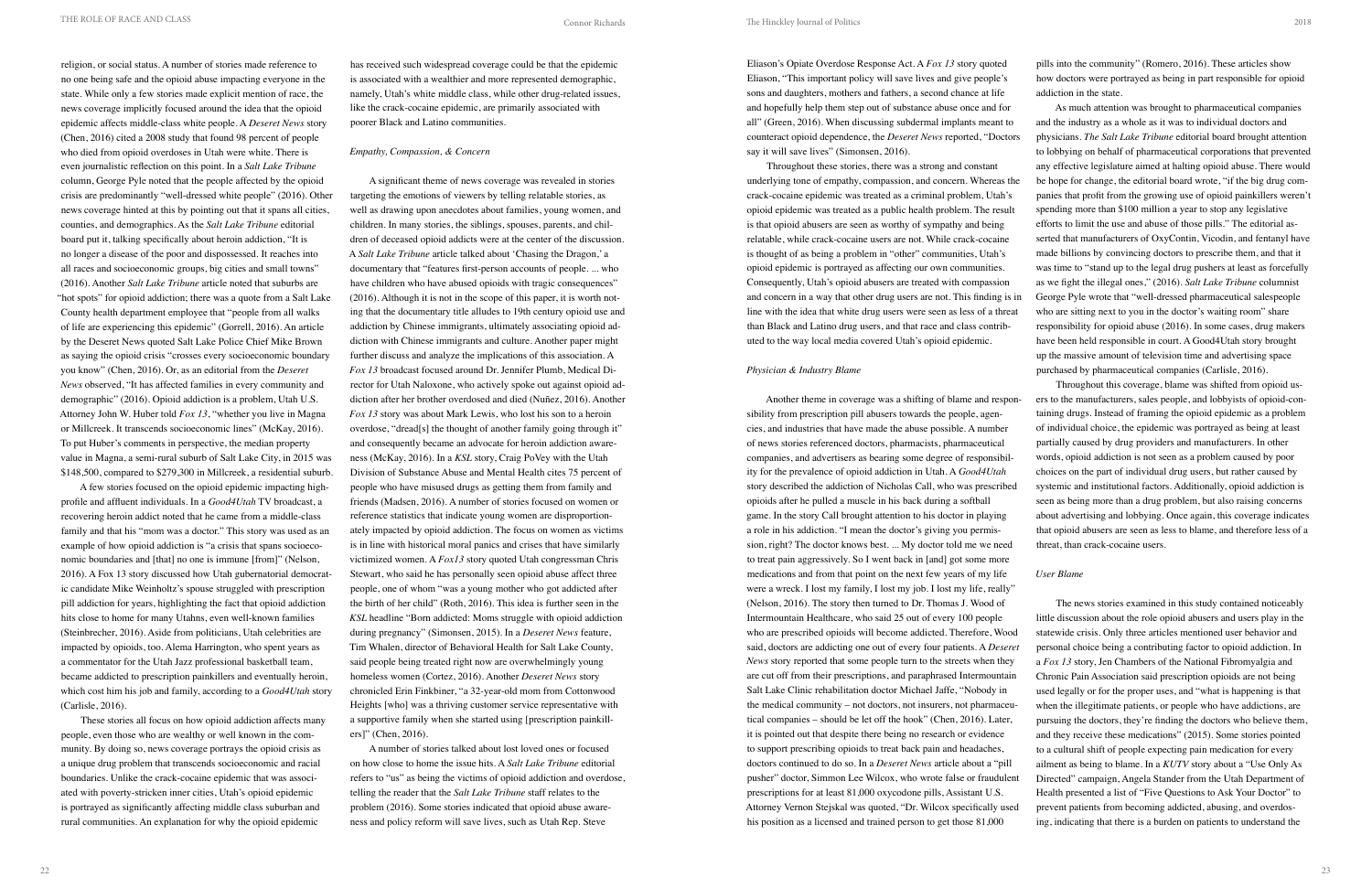religion, or social status. A number of stories made reference to no one being safe and the opioid abuse impacting everyone in the state. While only a few stories made explicit mention of race, the news coverage implicitly focused around the idea that the opioid epidemic affects middle-class white people. A *Deseret News* story (Chen, 2016) cited a 2008 study that found 98 percent of people who died from opioid overdoses in Utah were white. There is even journalistic reflection on this point. In a *Salt Lake Tribune* column, George Pyle noted that the people affected by the opioid crisis are predominantly "well-dressed white people" (2016). Other news coverage hinted at this by pointing out that it spans all cities, counties, and demographics. As the *Salt Lake Tribune* editorial board put it, talking specifically about heroin addiction, "It is no longer a disease of the poor and dispossessed. It reaches into all races and socioeconomic groups, big cities and small towns" (2016). Another *Salt Lake Tribune* article noted that suburbs are "hot spots" for opioid addiction; there was a quote from a Salt Lake County health department employee that "people from all walks of life are experiencing this epidemic" (Gorrell, 2016). An article by the Deseret News quoted Salt Lake Police Chief Mike Brown as saying the opioid crisis "crosses every socioeconomic boundary you know" (Chen, 2016). Or, as an editorial from the *Deseret News* observed, "It has affected families in every community and demographic" (2016). Opioid addiction is a problem, Utah U.S. Attorney John W. Huber told *Fox 13*, "whether you live in Magna or Millcreek. It transcends socioeconomic lines" (McKay, 2016). To put Huber's comments in perspective, the median property value in Magna, a semi-rural suburb of Salt Lake City, in 2015 was $148,500, compared to $279,300 in Millcreek, a residential suburb.

A few stories focused on the opioid epidemic impacting high-profile and affluent individuals. In a *Good4Utah* TV broadcast, a recovering heroin addict noted that he came from a middle-class family and that his "mom was a doctor." This story was used as an example of how opioid addiction is "a crisis that spans socioeconomic boundaries and [that] no one is immune [from]" (Nelson, 2016). A Fox 13 story discussed how Utah gubernatorial democratic candidate Mike Weinholtz's spouse struggled with prescription pill addiction for years, highlighting the fact that opioid addiction hits close to home for many Utahns, even well-known families (Steinbrecher, 2016). Aside from politicians, Utah celebrities are impacted by opioids, too. Alema Harrington, who spent years as a commentator for the Utah Jazz professional basketball team, became addicted to prescription painkillers and eventually heroin, which cost him his job and family, according to a *Good4Utah* story (Carlisle, 2016).

These stories all focus on how opioid addiction affects many people, even those who are wealthy or well known in the community. By doing so, news coverage portrays the opioid crisis as a unique drug problem that transcends socioeconomic and racial boundaries. Unlike the crack-cocaine epidemic that was associated with poverty-stricken inner cities, Utah's opioid epidemic is portrayed as significantly affecting middle class suburban and rural communities. An explanation for why the opioid epidemic has received such widespread coverage could be that the epidemic is associated with a wealthier and more represented demographic, namely, Utah's white middle class, while other drug-related issues, like the crack-cocaine epidemic, are primarily associated with poorer Black and Latino communities.

### *Empathy, Compassion, & Concern*

A significant theme of news coverage was revealed in stories targeting the emotions of viewers by telling relatable stories, as well as drawing upon anecdotes about families, young women, and children. In many stories, the siblings, spouses, parents, and children of deceased opioid addicts were at the center of the discussion. A *Salt Lake Tribune* article talked about 'Chasing the Dragon,' a documentary that "features first-person accounts of people. ... who have children who have abused opioids with tragic consequences" (2016). Although it is not in the scope of this paper, it is worth noting that the documentary title alludes to 19th century opioid use and addiction by Chinese immigrants, ultimately associating opioid addiction with Chinese immigrants and culture. Another paper might further discuss and analyze the implications of this association. A *Fox 13* broadcast focused around Dr. Jennifer Plumb, Medical Director for Utah Naloxone, who actively spoke out against opioid addiction after her brother overdosed and died (Nuñez, 2016). Another *Fox 13* story was about Mark Lewis, who lost his son to a heroin overdose, "dread[s] the thought of another family going through it" and consequently became an advocate for heroin addiction awareness (McKay, 2016). In a *KSL* story, Craig PoVey with the Utah Division of Substance Abuse and Mental Health cites 75 percent of people who have misused drugs as getting them from family and friends (Madsen, 2016). A number of stories focused on women or reference statistics that indicate young women are disproportionately impacted by opioid addiction. The focus on women as victims is in line with historical moral panics and crises that have similarly victimized women. A *Fox13* story quoted Utah congressman Chris Stewart, who said he has personally seen opioid abuse affect three people, one of whom "was a young mother who got addicted after the birth of her child" (Roth, 2016). This idea is further seen in the *KSL* headline "Born addicted: Moms struggle with opioid addiction during pregnancy" (Simonsen, 2015). In a *Deseret News* feature, Tim Whalen, director of Behavioral Health for Salt Lake County, said people being treated right now are overwhelmingly young homeless women (Cortez, 2016). Another *Deseret News* story chronicled Erin Finkbiner, "a 32-year-old mom from Cottonwood Heights [who] was a thriving customer service representative with a supportive family when she started using [prescription painkillers]" (Chen, 2016).

A number of stories talked about lost loved ones or focused on how close to home the issue hits. A *Salt Lake Tribune* editorial refers to "us" as being the victims of opioid addiction and overdose, telling the reader that the *Salt Lake Tribune* staff relates to the problem (2016). Some stories indicated that opioid abuse awareness and policy reform will save lives, such as Utah Rep. Steve Eliason's Opiate Overdose Response Act. A *Fox 13* story quoted Eliason, "This important policy will save lives and give people's sons and daughters, mothers and fathers, a second chance at life and hopefully help them step out of substance abuse once and for all" (Green, 2016). When discussing subdermal implants meant to counteract opioid dependence, the *Deseret News* reported, "Doctors say it will save lives" (Simonsen, 2016).

Throughout these stories, there was a strong and constant underlying tone of empathy, compassion, and concern. Whereas the crack-cocaine epidemic was treated as a criminal problem, Utah's opioid epidemic was treated as a public health problem. The result is that opioid abusers are seen as worthy of sympathy and being relatable, while crack-cocaine users are not. While crack-cocaine is thought of as being a problem in "other" communities, Utah's opioid epidemic is portrayed as affecting our own communities. Consequently, Utah's opioid abusers are treated with compassion and concern in a way that other drug users are not. This finding is in line with the idea that white drug users were seen as less of a threat than Black and Latino drug users, and that race and class contributed to the way local media covered Utah's opioid epidemic.

### *Physician & Industry Blame*

Another theme in coverage was a shifting of blame and responsibility from prescription pill abusers towards the people, agencies, and industries that have made the abuse possible. A number of news stories referenced doctors, pharmacists, pharmaceutical companies, and advertisers as bearing some degree of responsibility for the prevalence of opioid addiction in Utah. A *Good4Utah* story described the addiction of Nicholas Call, who was prescribed opioids after he pulled a muscle in his back during a softball game. In the story Call brought attention to his doctor in playing a role in his addiction. "I mean the doctor's giving you permission, right? The doctor knows best. ... My doctor told me we need to treat pain aggressively. So I went back in [and] got some more medications and from that point on the next few years of my life were a wreck. I lost my family, I lost my job. I lost my life, really" (Nelson, 2016). The story then turned to Dr. Thomas J. Wood of Intermountain Healthcare, who said 25 out of every 100 people who are prescribed opioids will become addicted. Therefore, Wood said, doctors are addicting one out of every four patients. A *Deseret News* story reported that some people turn to the streets when they are cut off from their prescriptions, and paraphrased Intermountain Salt Lake Clinic rehabilitation doctor Michael Jaffe, "Nobody in the medical community – not doctors, not insurers, not pharmaceutical companies – should be let off the hook" (Chen, 2016). Later, it is pointed out that despite there being no research or evidence to support prescribing opioids to treat back pain and headaches, doctors continued to do so. In a *Deseret News* article about a "pill pusher" doctor, Simmon Lee Wilcox, who wrote false or fraudulent prescriptions for at least 81,000 oxycodone pills, Assistant U.S. Attorney Vernon Stejskal was quoted, "Dr. Wilcox specifically used his position as a licensed and trained person to get those 81,000 pills into the community" (Romero, 2016). These articles show how doctors were portrayed as being in part responsible for opioid addiction in the state.

As much attention was brought to pharmaceutical companies and the industry as a whole as it was to individual doctors and physicians. *The Salt Lake Tribune* editorial board brought attention to lobbying on behalf of pharmaceutical corporations that prevented any effective legislature aimed at halting opioid abuse. There would be hope for change, the editorial board wrote, "if the big drug companies that profit from the growing use of opioid painkillers weren't spending more than $100 million a year to stop any legislative efforts to limit the use and abuse of those pills." The editorial asserted that manufacturers of OxyContin, Vicodin, and fentanyl have made billions by convincing doctors to prescribe them, and that it was time to "stand up to the legal drug pushers at least as forcefully as we fight the illegal ones," (2016). *Salt Lake Tribune* columnist George Pyle wrote that "well-dressed pharmaceutical salespeople who are sitting next to you in the doctor's waiting room" share responsibility for opioid abuse (2016). In some cases, drug makers have been held responsible in court. A Good4Utah story brought up the massive amount of television time and advertising space purchased by pharmaceutical companies (Carlisle, 2016).

Throughout this coverage, blame was shifted from opioid users to the manufacturers, sales people, and lobbyists of opioid-containing drugs. Instead of framing the opioid epidemic as a problem of individual choice, the epidemic was portrayed as being at least partially caused by drug providers and manufacturers. In other words, opioid addiction is not seen as a problem caused by poor choices on the part of individual drug users, but rather caused by systemic and institutional factors. Additionally, opioid addiction is seen as being more than a drug problem, but also raising concerns about advertising and lobbying. Once again, this coverage indicates that opioid abusers are seen as less to blame, and therefore less of a threat, than crack-cocaine users.

### *User Blame*

The news stories examined in this study contained noticeably little discussion about the role opioid abusers and users play in the statewide crisis. Only three articles mentioned user behavior and personal choice being a contributing factor to opioid addiction. In a *Fox 13* story, Jen Chambers of the National Fibromyalgia and Chronic Pain Association said prescription opioids are not being used legally or for the proper uses, and "what is happening is that when the illegitimate patients, or people who have addictions, are pursuing the doctors, they're finding the doctors who believe them, and they receive these medications" (2015). Some stories pointed to a cultural shift of people expecting pain medication for every ailment as being to blame. In a *KUTV* story about a "Use Only As Directed" campaign, Angela Stander from the Utah Department of Health presented a list of "Five Questions to Ask Your Doctor" to prevent patients from becoming addicted, abusing, and overdosing, indicating that there is a burden on patients to understand the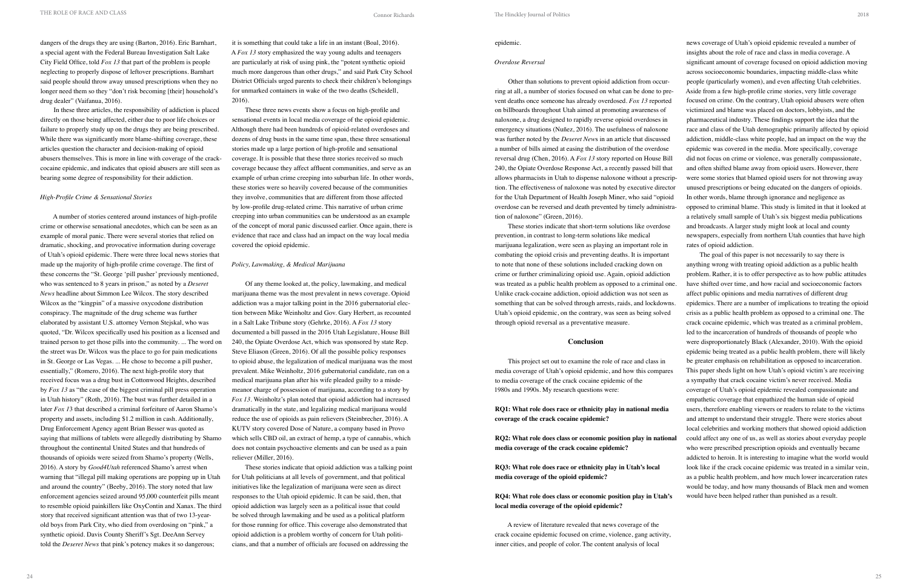dangers of the drugs they are using (Barton, 2016). Eric Barnhart, a special agent with the Federal Bureau Investigation Salt Lake City Field Office, told *Fox 13* that part of the problem is people neglecting to properly dispose of leftover prescriptions. Barnhart said people should throw away unused prescriptions when they no longer need them so they "don't risk becoming [their] household's drug dealer" (Vaifanua, 2016).

In these three articles, the responsibility of addiction is placed directly on those being affected, either due to poor life choices or failure to properly study up on the drugs they are being prescribed. While there was significantly more blame-shifting coverage, these articles question the character and decision-making of opioid abusers themselves. This is more in line with coverage of the crack-cocaine epidemic, and indicates that opioid abusers are still seen as bearing some degree of responsibility for their addiction.

### *High-Profile Crime & Sensational Stories*

A number of stories centered around instances of high-profile crime or otherwise sensational anecdotes, which can be seen as an example of moral panic. There were several stories that relied on dramatic, shocking, and provocative information during coverage of Utah's opioid epidemic. There were three local news stories that made up the majority of high-profile crime coverage. The first of these concerns the "St. George 'pill pusher' previously mentioned, who was sentenced to 8 years in prison," as noted by a *Deseret News* headline about Simmon Lee Wilcox. The story described Wilcox as the "kingpin" of a massive oxycodone distribution conspiracy. The magnitude of the drug scheme was further elaborated by assistant U.S. attorney Vernon Stejskal, who was quoted, "Dr. Wilcox specifically used his position as a licensed and trained person to get those pills into the community. ... The word on the street was Dr. Wilcox was the place to go for pain medications in St. George or Las Vegas. ... He chose to become a pill pusher, essentially," (Romero, 2016). The next high-profile story that received focus was a drug bust in Cottonwood Heights, described by *Fox 13* as "the case of the biggest criminal pill press operation in Utah history" (Roth, 2016). The bust was further detailed in a later *Fox 13* that described a criminal forfeiture of Aaron Shamo's property and assets, including $1.2 million in cash. Additionally, Drug Enforcement Agency agent Brian Besser was quoted as saying that millions of tablets were allegedly distributing by Shamo throughout the continental United States and that hundreds of thousands of opioids were seized from Shamo's property (Wells, 2016). A story by *Good4Utah* referenced Shamo's arrest when warning that "illegal pill making operations are popping up in Utah and around the country" (Beeby, 2016). The story noted that law enforcement agencies seized around 95,000 counterfeit pills meant to resemble opioid painkillers like OxyContin and Xanax. The third story that received significant attention was that of two 13-year-old boys from Park City, who died from overdosing on "pink," a synthetic opioid. Davis County Sheriff's Sgt. DeeAnn Servey told the *Deseret News* that pink's potency makes it so dangerous; it is something that could take a life in an instant (Boal, 2016). A *Fox 13* story emphasized the way young adults and teenagers are particularly at risk of using pink, the "potent synthetic opioid much more dangerous than other drugs," and said Park City School District Officials urged parents to check their children's belongings for unmarked containers in wake of the two deaths (Scheidell, 2016).

These three news events show a focus on high-profile and sensational events in local media coverage of the opioid epidemic. Although there had been hundreds of opioid-related overdoses and dozens of drug busts in the same time span, these three sensational stories made up a large portion of high-profile and sensational coverage. It is possible that these three stories received so much coverage because they affect affluent communities, and serve as an example of urban crime creeping into suburban life. In other words, these stories were so heavily covered because of the communities they involve, communities that are different from those affected by low-profile drug-related crime. This narrative of urban crime creeping into urban communities can be understood as an example of the concept of moral panic discussed earlier. Once again, there is evidence that race and class had an impact on the way local media covered the opioid epidemic.

### *Policy, Lawmaking, & Medical Marijuana*

Of any theme looked at, the policy, lawmaking, and medical marijuana theme was the most prevalent in news coverage. Opioid addiction was a major talking point in the 2016 gubernatorial election between Mike Weinholtz and Gov. Gary Herbert, as recounted in a Salt Lake Tribune story (Gehrke, 2016). A *Fox 13* story documented a bill passed in the 2016 Utah Legislature, House Bill 240, the Opiate Overdose Act, which was sponsored by state Rep. Steve Eliason (Green, 2016). Of all the possible policy responses to opioid abuse, the legalization of medical marijuana was the most prevalent. Mike Weinholtz, 2016 gubernatorial candidate, ran on a medical marijuana plan after his wife pleaded guilty to a misdemeanor charge of possession of marijuana, according to a story by *Fox 13*. Weinholtz's plan noted that opioid addiction had increased dramatically in the state, and legalizing medical marijuana would reduce the use of opioids as pain relievers (Steinbrecher, 2016). A KUTV story covered Dose of Nature, a company based in Provo which sells CBD oil, an extract of hemp, a type of cannabis, which does not contain psychoactive elements and can be used as a pain reliever (Miller, 2016).

These stories indicate that opioid addiction was a talking point for Utah politicians at all levels of government, and that political initiatives like the legalization of marijuana were seen as direct responses to the Utah opioid epidemic. It can be said, then, that opioid addiction was largely seen as a political issue that could be solved through lawmaking and be used as a political platform for those running for office. This coverage also demonstrated that opioid addiction is a problem worthy of concern for Utah politicians, and that a number of officials are focused on addressing the epidemic.

### *Overdose Reversal*

Other than solutions to prevent opioid addiction from occurring at all, a number of stories focused on what can be done to prevent deaths once someone has already overdosed. *Fox 13* reported on billboards throughout Utah aimed at promoting awareness of naloxone, a drug designed to rapidly reverse opioid overdoses in emergency situations (Nuñez, 2016). The usefulness of naloxone was further noted by the *Deseret News* in an article that discussed a number of bills aimed at easing the distribution of the overdose reversal drug (Chen, 2016). A *Fox 13* story reported on House Bill 240, the Opiate Overdose Response Act, a recently passed bill that allows pharmacists in Utah to dispense naloxone without a prescription. The effectiveness of naloxone was noted by executive director for the Utah Department of Health Joseph Miner, who said "opioid overdose can be reversed and death prevented by timely administration of naloxone" (Green, 2016).

These stories indicate that short-term solutions like overdose prevention, in contrast to long-term solutions like medical marijuana legalization, were seen as playing an important role in combating the opioid crisis and preventing deaths. It is important to note that none of these solutions included cracking down on crime or further criminalizing opioid use. Again, opioid addiction was treated as a public health problem as opposed to a criminal one. Unlike crack-cocaine addiction, opioid addiction was not seen as something that can be solved through arrests, raids, and lockdowns. Utah's opioid epidemic, on the contrary, was seen as being solved through opioid reversal as a preventative measure.

## Conclusion

This project set out to examine the role of race and class in media coverage of Utah's opioid epidemic, and how this compares to media coverage of the crack cocaine epidemic of the 1980s and 1990s. My research questions were:

**RQ1: What role does race or ethnicity play in national media coverage of the crack cocaine epidemic?**

**RQ2: What role does class or economic position play in national media coverage of the crack cocaine epidemic?**

**RQ3: What role does race or ethnicity play in Utah's local media coverage of the opioid epidemic?**

**RQ4: What role does class or economic position play in Utah's local media coverage of the opioid epidemic?**

A review of literature revealed that news coverage of the crack cocaine epidemic focused on crime, violence, gang activity, inner cities, and people of color. The content analysis of local news coverage of Utah's opioid epidemic revealed a number of insights about the role of race and class in media coverage. A significant amount of coverage focused on opioid addiction moving across socioeconomic boundaries, impacting middle-class white people (particularly women), and even affecting Utah celebrities. Aside from a few high-profile crime stories, very little coverage focused on crime. On the contrary, Utah opioid abusers were often victimized and blame was placed on doctors, lobbyists, and the pharmaceutical industry. These findings support the idea that the race and class of the Utah demographic primarily affected by opioid addiction, middle-class white people, had an impact on the way the epidemic was covered in the media. More specifically, coverage did not focus on crime or violence, was generally compassionate, and often shifted blame away from opioid users. However, there were some stories that blamed opioid users for not throwing away unused prescriptions or being educated on the dangers of opioids. In other words, blame through ignorance and negligence as opposed to criminal blame. This study is limited in that it looked at a relatively small sample of Utah's six biggest media publications and broadcasts. A larger study might look at local and county newspapers, especially from northern Utah counties that have high rates of opioid addiction.

The goal of this paper is not necessarily to say there is anything wrong with treating opioid addiction as a public health problem. Rather, it is to offer perspective as to how public attitudes have shifted over time, and how racial and socioeconomic factors affect public opinions and media narratives of different drug epidemics. There are a number of implications to treating the opioid crisis as a public health problem as opposed to a criminal one. The crack cocaine epidemic, which was treated as a criminal problem, led to the incarceration of hundreds of thousands of people who were disproportionately Black (Alexander, 2010). With the opioid epidemic being treated as a public health problem, there will likely be greater emphasis on rehabilitation as opposed to incarceration. This paper sheds light on how Utah's opioid victim's are receiving a sympathy that crack cocaine victim's never received. Media coverage of Utah's opioid epidemic revealed compassionate and empathetic coverage that empathized the human side of opioid users, therefore enabling viewers or readers to relate to the victims and attempt to understand their struggle. There were stories about local celebrities and working mothers that showed opioid addiction could affect any one of us, as well as stories about everyday people who were prescribed prescription opioids and eventually became addicted to heroin. It is interesting to imagine what the world would look like if the crack cocaine epidemic was treated in a similar vein, as a public health problem, and how much lower incarceration rates would be today, and how many thousands of Black men and women would have been helped rather than punished as a result.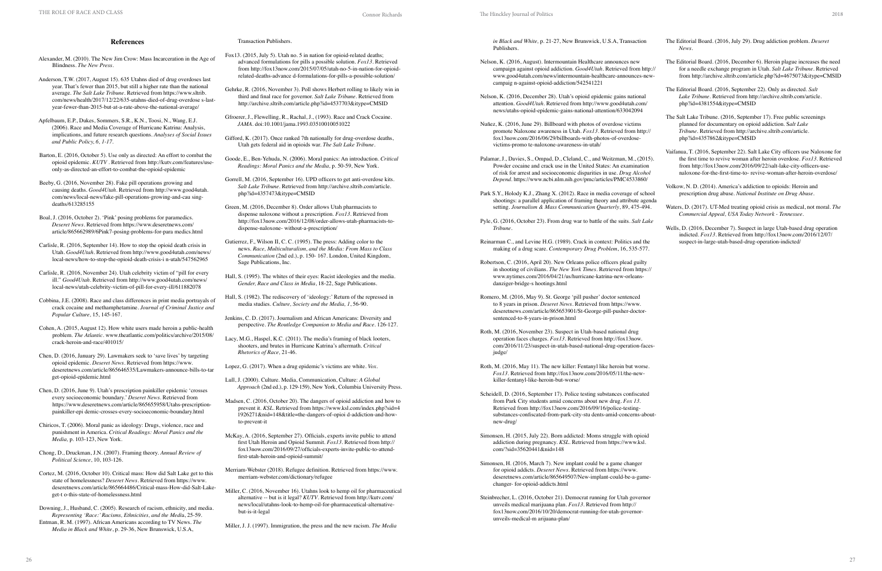## References

Alexander, M. (2010). The New Jim Crow: Mass Incarceration in the Age of Blindness. *The New Press*.

Anderson, T.W. (2017, August 15). 635 Utahns died of drug overdoses last year. That's fewer than 2015, but still a higher rate than the national average. *The Salt Lake Tribune*. Retrieved from https://www.sltrib.com/news/health/2017/12/22/635-utahns-died-of-drug-overdose s-last-year-fewer-than-2015-but-at-a-rate-above-the-national-average/

Apfelbaum, E.P., Dukes, Sommers, S.R., K.N., Toosi, N., Wang, E.J. (2006). Race and Media Coverage of Hurricane Katrina: Analysis, implications, and future research questions. *Analyses of Social Issues and Public Policy, 6, 1-17*.

Barton, E. (2016, October 5). Use only as directed: An effort to combat the opioid epidemic. *KUTV* . Retrieved from http://kutv.com/features/use-only-as-directed-an-effort-to-combat-the-opioid-epidemic

Beeby, G. (2016, November 28). Fake pill operations growing and causing deaths. *Good4Utah*. Retrieved from http://www.good4utah.com/news/local-news/fake-pill-operations-growing-and-cau sing-deaths/613285155

Boal, J. (2016, October 2). 'Pink' posing problems for paramedics. *Deseret News*. Retrieved from https://www.deseretnews.com/article/865662989/6Pink7-posing-problems-for-para medics.html

Carlisle, R. (2016, September 14). How to stop the opioid death crisis in Utah. *Good4Utah*. Retrieved from http://www.good4utah.com/news/local-news/how-to-stop-the-opioid-death-crisis-i n-utah/547562965

Carlisle, R. (2016, November 24). Utah celebrity victim of "pill for every ill." *Good4Utah*. Retrieved from http://www.good4utah.com/news/local-news/utah-celebrity-victim-of-pill-for-every-ill/611882078

Cobbina, J.E. (2008). Race and class differences in print media portrayals of crack cocaine and methamphetamine. *Journal of Criminal Justice and Popular Culture*, 15, 145-167.

Cohen, A. (2015, August 12). How white users made heroin a public-health problem. *The Atlantic*. www.theatlantic.com/politics/archive/2015/08/crack-heroin-and-race/401015/

Chen, D. (2016, January 29). Lawmakers seek to 'save lives' by targeting opioid epidemic. *Deseret News*. Retrieved from https://www.deseretnews.com/article/865646535/Lawmakers-announce-bills-to-tar get-opioid-epidemic.html

Chen, D. (2016, June 9). Utah's prescription painkiller epidemic 'crosses every socioeconomic boundary.' *Deseret News*. Retrieved from https://www.deseretnews.com/article/865655958/Utahs-prescription-painkiller-epi demic-crosses-every-socioeconomic-boundary.html

Chiricos, T. (2006). Moral panic as ideology: Drugs, violence, race and punishment in America. *Critical Readings: Moral Panics and the Media*, p. 103-123, New York.

Chong, D., Druckman, J.N. (2007). Framing theory. *Annual Review of Political Science*, 10, 103-126.

Cortez, M. (2016, October 10). Critical mass: How did Salt Lake get to this state of homelessness? *Deseret News*. Retrieved from https://www.deseretnews.com/article/865664486/Critical-mass-How-did-Salt-Lake-get-t o-this-state-of-homelessness.html

Downing, J., Husband, C. (2005). Research of racism, ethnicity, and media. *Representing 'Race:' Racisms, Ethnicities, and the Medi*a, 25-59.

Entman, R. M. (1997). African Americans according to TV News. *The Media in Black and White*, p. 29-36, New Brunswick, U.S.A, Transaction Publishers.

Fox13. (2015, July 5). Utah no. 5 in nation for opioid-related deaths; advanced formulations for pills a possible solution. *Fox13*. Retrieved from http://fox13now.com/2015/07/05/utah-no-5-in-nation-for-opioid-related-deaths-advance d-formulations-for-pills-a-possible-solution/

Gehrke, R. (2016, November 3). Poll shows Herbert rolling to likely win in third and final race for governor. *Salt Lake Tribune*. Retrieved from http://archive.sltrib.com/article.php?id=4537703&itype=CMSID

Gfroerer, J., Flewelling, R., Rachal, J., (1993). Race and Crack Cocaine. *JAMA*. doi:10.1001/jama.1993.03510010051022

Gifford, K. (2017). Once ranked 7th nationally for drug-overdose deaths, Utah gets federal aid in opioids war. *The Salt Lake Tribune*.

Goode, E., Ben-Yehuda, N. (2006). Moral panics: An introduction. *Critical Readings: Moral Panics and the Media*, p. 50-59, New York.

Gorrell, M. (2016, September 16). UPD officers to get anti-overdose kits. *Salt Lake Tribune*. Retrieved from http://archive.sltrib.com/article.php?id=4357473&itype=CMSID

Green, M. (2016, December 8). Order allows Utah pharmacists to dispense naloxone without a prescription. *Fox13*. Retrieved from http://fox13now.com/2016/12/08/order-allows-utah-pharmacists-to-dispense-naloxone- without-a-prescription/

Gutierrez, F., Wilson II, C. C. (1995). The press: Adding color to the news. *Race, Multiculturalism, and the Media: From Mass to Class Communication* (2nd ed.), p. 150- 167. London, United Kingdom, Sage Publications, Inc.

Hall, S. (1995). The whites of their eyes: Racist ideologies and the media. *Gender, Race and Class in Media*, 18-22, Sage Publications.

Hall, S. (1982). The rediscovery of 'ideology:' Return of the repressed in media studies. *Culture, Society and the Media, 1*, 56-90.

Jenkins, C. D. (2017). Journalism and African Americans: Diversity and perspective. *The Routledge Companion to Media and Race*. 126-127.

Lacy, M.G., Haspel, K.C. (2011). The media's framing of black looters, shooters, and brutes in Hurricane Katrina's aftermath. *Critical Rhetorics of Race*, 21-46.

Lopez, G. (2017). When a drug epidemic's victims are white. *Vox*.

Lull, J. (2000). Culture. Media, Communication, Culture: *A Global Approach* (2nd ed.), p. 129-159), New York, Columbia University Press.

Madsen, C. (2016, October 20). The dangers of opioid addiction and how to prevent it. *KSL*. Retrieved from https://www.ksl.com/index.php?sid=41926271&nid=148&title=the-dangers-of-opioi d-addiction-and-how-to-prevent-it

McKay, A. (2016, September 27). Officials, experts invite public to attend first Utah Heroin and Opioid Summit. *Fox13*. Retrieved from http://fox13now.com/2016/09/27/officials-experts-invite-public-to-attend-first-utah-heroin-and-opioid-summit/

Merriam-Webster (2018). Refugee definition. Retrieved from https://www.merriam-webster.com/dictionary/refugee

Miller, C. (2016, November 16). Utahns look to hemp oil for pharmaceutical alternative -- but is it legal? *KUTV*. Retrieved from http://kutv.com/news/local/utahns-look-to-hemp-oil-for-pharmaceutical-alternative-but-is-it-legal

Miller, J. J. (1997). Immigration, the press and the new racism. *The Media in Black and White*, p. 21-27, New Brunswick, U.S.A, Transaction Publishers.

Nelson, K. (2016, August). Intermountain Healthcare announces new campaign against opioid addiction. *Good4Utah*. Retrieved from http://www.good4utah.com/news/intermountain-healthcare-announces-new-campaig n-against-opioid-addiction/542541221

Nelson, K. (2016, December 28). Utah's opioid epidemic gains national attention. *Good4Utah*. Retrieved from http://www.good4utah.com/news/utahs-opioid-epidemic-gains-national-attention/633042094

Nuñez, K. (2016, June 29). Billboard with photos of overdose victims promote Naloxone awareness in Utah. *Fox13*. Retrieved from http://fox13now.com/2016/06/29/billboards-with-photos-of-overdose-victims-promo te-naloxone-awareness-in-utah/

Palamar, J., Davies, S., Ompad, D., Cleland, C., and Weitzman, M., (2015). Powder cocaine and crack use in the United States: An examination of risk for arrest and socioeconomic disparities in use. *Drug Alcohol Depend*. https://www.ncbi.nlm.nih.gov/pmc/articles/PMC4533860/

Park S.Y., Holody K.J., Zhang X. (2012). Race in media coverage of school shootings: a parallel application of framing theory and attribute agenda setting. *Journalism & Mass Communication Quarterly*, 89, 475-494.

Pyle, G. (2016, October 23). From drug war to battle of the suits. *Salt Lake Tribune*.

Reinarman C., and Levine H.G. (1989). Crack in context: Politics and the making of a drug scare. *Contemporary Drug Problem*, 16, 535-577.

Robertson, C. (2016, April 20). New Orleans police officers plead guilty in shooting of civilians. *The New York Times*. Retrieved from https://www.nytimes.com/2016/04/21/us/hurricane-katrina-new-orleans-danziger-bridge-s hootings.html

Romero, M. (2016, May 9). St. George 'pill pusher' doctor sentenced to 8 years in prison. *Deseret News*. Retrieved from https://www.deseretnews.com/article/865653901/St-George-pill-pusher-doctor-sentenced-to-8-years-in-prison.html

Roth, M. (2016, November 23). Suspect in Utah-based national drug operation faces charges. *Fox13*. Retrieved from http://fox13now.com/2016/11/23/suspect-in-utah-based-national-drug-operation-faces-judge/

Roth, M. (2016, May 11). The new killer: Fentanyl like heroin but worse. *Fox13*. Retrieved from http://fox13now.com/2016/05/11/the-new-killer-fentanyl-like-heroin-but-worse/

Scheidell, D. (2016, September 17). Police testing substances confiscated from Park City students amid concerns about new drug. *Fox 13*. Retrieved from http://fox13now.com/2016/09/16/police-testing-substances-confiscated-from-park-city-stu dents-amid-concerns-about-new-drug/

Simonsen, H. (2015, July 22). Born addicted: Moms struggle with opioid addiction during pregnancy. *KSL*. Retrieved from https://www.ksl.com/?sid=35620441&nid=148

Simonsen, H. (2016, March 7). New implant could be a game changer for opioid addicts. *Deseret News*. Retrieved from https://www.deseretnews.com/article/865649507/New-implant-could-be-a-game-changer- for-opioid-addicts.html

Steinbrecher, L. (2016, October 21). Democrat running for Utah governor unveils medical marijuana plan. *Fox13*. Retrieved from http://fox13now.com/2016/10/20/democrat-running-for-utah-governor-unveils-medical-m arijuana-plan/

The Editorial Board. (2016, July 29). Drug addiction problem. *Deseret News*.

The Editorial Board. (2016, December 6). Heroin plague increases the need for a needle exchange program in Utah. *Salt Lake Tribune*. Retrieved from http://archive.sltrib.com/article.php?id=4675073&itype=CMSID

The Editorial Board. (2016, September 22). Only as directed. *Salt Lake Tribune*. Retrieved from http://archive.sltrib.com/article.php?id=4381554&itype=CMSID

The Salt Lake Tribune. (2016, September 17). Free public screenings planned for documentary on opioid addiction. *Salt Lake Tribune*. Retrieved from http://archive.sltrib.com/article.php?id=4357862&itype=CMSID

Vaifanua, T. (2016, September 22). Salt Lake City officers use Naloxone for the first time to revive woman after heroin overdose. *Fox13*. Retrieved from http://fox13now.com/2016/09/22/salt-lake-city-officers-use-naloxone-for-the-first-time-to- revive-woman-after-heroin-overdose/

Volkow, N. D. (2014). America's addiction to opioids: Heroin and prescription drug abuse. *National Institute on Drug Abuse*.

Waters, D. (2017). UT-Med treating opioid crisis as medical, not moral. *The Commercial Appeal, USA Today Network - Tennessee*.

Wells, D. (2016, December 7). Suspect in large Utah-based drug operation indicted. *Fox13*. Retrieved from http://fox13now.com/2016/12/07/suspect-in-large-utah-based-drug-operation-indicted/